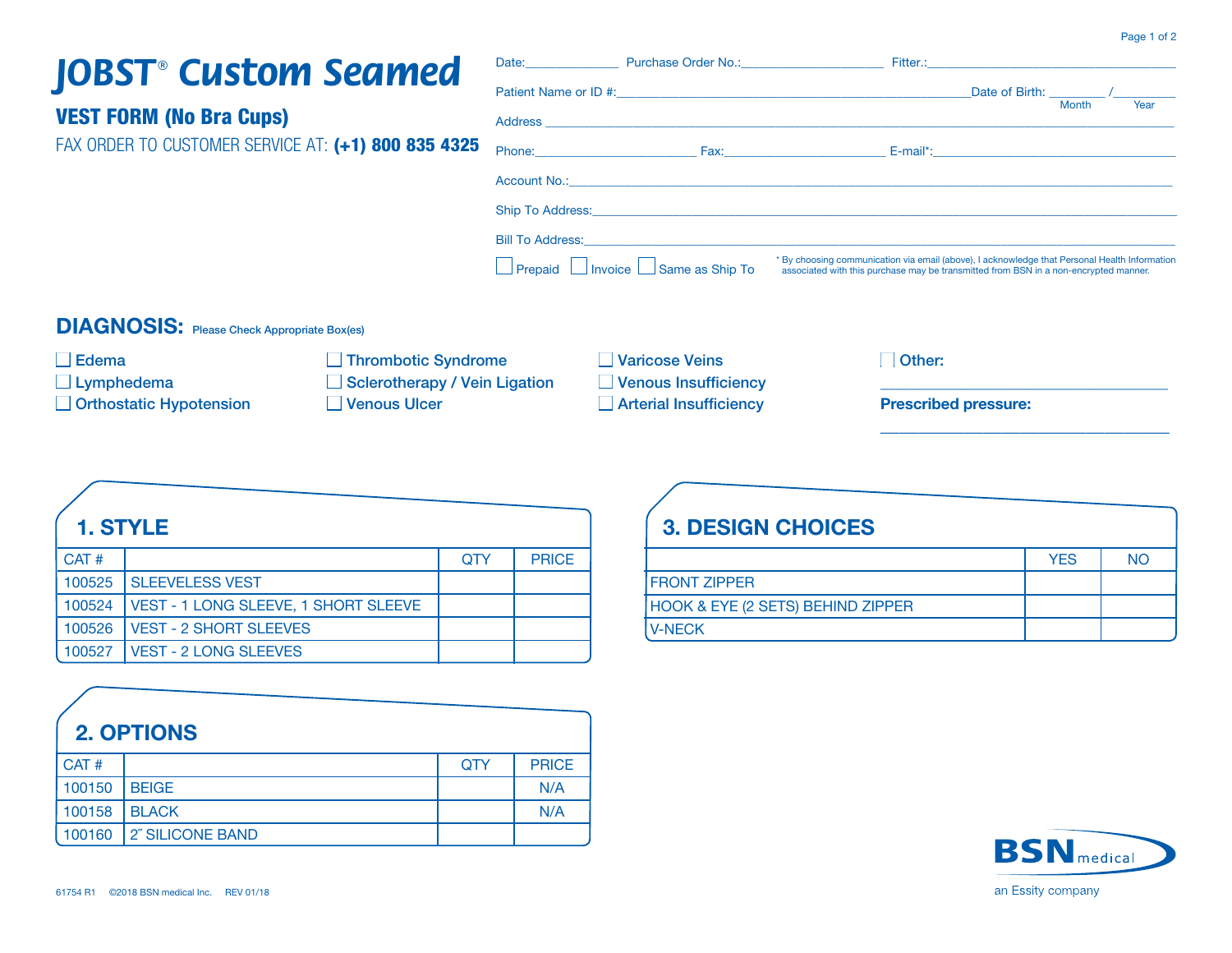# JOBST® Custom Seamed

## VEST FORM (No Bra Cups)

FAX ORDER TO CUSTOMER SERVICE AT: **(+1) 800 835 4325**

Date:______________ Purchase Order No.:_____________________ Fitter.:_____________________

Patient Name or ID #:_____________________ Date of Birth: ________ / ________
Month Year

Address _____________________

Phone:_____________________ Fax:_____________________ E-mail*:_____________________

Account No.:_____________________

Ship To Address:_____________________

Bill To Address:_____________________

☐ Prepaid ☐ Invoice ☐ Same as Ship To

* By choosing communication via email (above), I acknowledge that Personal Health Information associated with this purchase may be transmitted from BSN in a non-encrypted manner.

## DIAGNOSIS: Please Check Appropriate Box(es)

- ☐ Edema
- ☐ Lymphedema
- ☐ Orthostatic Hypotension
- ☐ Thrombotic Syndrome
- ☐ Sclerotherapy / Vein Ligation
- ☐ Venous Ulcer
- ☐ Varicose Veins
- ☐ Venous Insufficiency
- ☐ Arterial Insufficiency
- ☐ Other: _____________________

**Prescribed pressure:** _____________________

## 1. STYLE

| CAT # | | QTY | PRICE |
|---|---|---|---|
| 100525 | SLEEVELESS VEST | | |
| 100524 | VEST - 1 LONG SLEEVE, 1 SHORT SLEEVE | | |
| 100526 | VEST - 2 SHORT SLEEVES | | |
| 100527 | VEST - 2 LONG SLEEVES | | |

## 2. OPTIONS

| CAT # | | QTY | PRICE |
|---|---|---|---|
| 100150 | BEIGE | | N/A |
| 100158 | BLACK | | N/A |
| 100160 | 2″ SILICONE BAND | | |

## 3. DESIGN CHOICES

| | YES | NO |
|---|---|---|
| FRONT ZIPPER | | |
| HOOK & EYE (2 SETS) BEHIND ZIPPER | | |
| V-NECK | | |

BSN medical
an Essity company

61754 R1 ©2018 BSN medical Inc. REV 01/18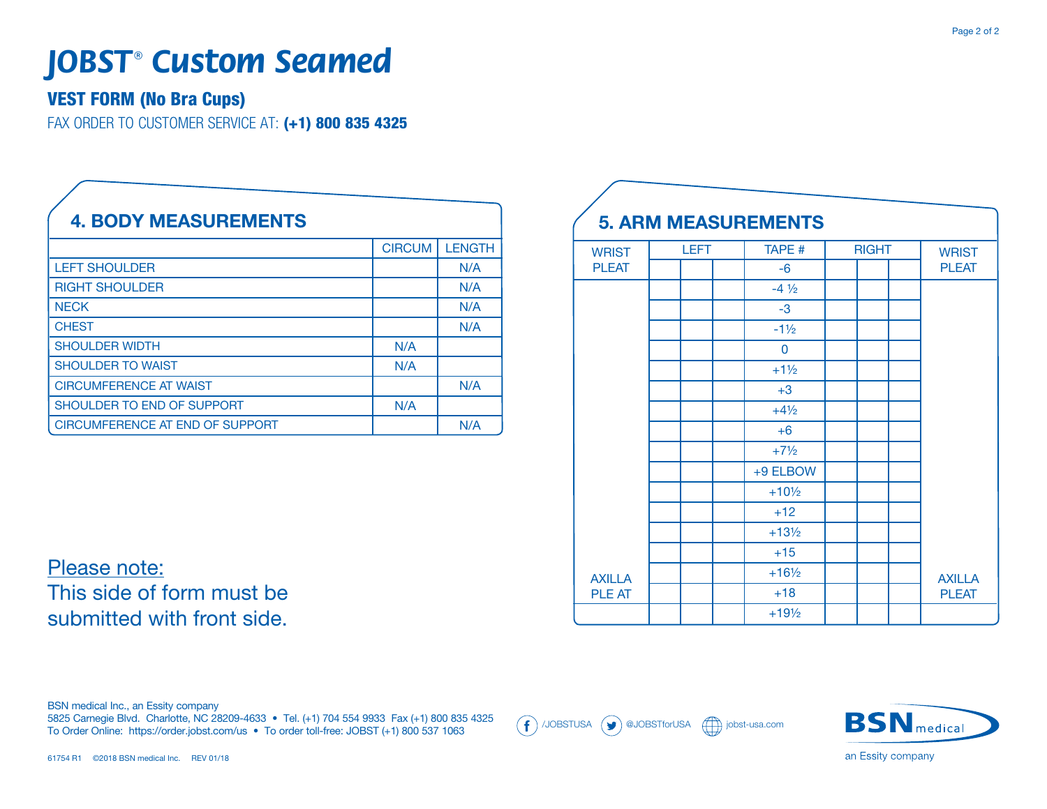# JOBST® Custom Seamed

## VEST FORM (No Bra Cups)

FAX ORDER TO CUSTOMER SERVICE AT: **(+1) 800 835 4325**

### 4. BODY MEASUREMENTS

| | CIRCUM | LENGTH |
|---|---|---|
| LEFT SHOULDER | | N/A |
| RIGHT SHOULDER | | N/A |
| NECK | | N/A |
| CHEST | | N/A |
| SHOULDER WIDTH | N/A | |
| SHOULDER TO WAIST | N/A | |
| CIRCUMFERENCE AT WAIST | | N/A |
| SHOULDER TO END OF SUPPORT | N/A | |
| CIRCUMFERENCE AT END OF SUPPORT | | N/A |

### 5. ARM MEASUREMENTS

| WRIST PLEAT | LEFT | | | TAPE # | RIGHT | | | WRIST PLEAT |
|---|---|---|---|---|---|---|---|---|
| | | | | -6 | | | | |
| | | | | -4 ½ | | | | |
| | | | | -3 | | | | |
| | | | | -1½ | | | | |
| | | | | 0 | | | | |
| | | | | +1½ | | | | |
| | | | | +3 | | | | |
| | | | | +4½ | | | | |
| | | | | +6 | | | | |
| | | | | +7½ | | | | |
| | | | | +9 ELBOW | | | | |
| | | | | +10½ | | | | |
| | | | | +12 | | | | |
| | | | | +13½ | | | | |
| | | | | +15 | | | | |
| AXILLA PLE AT | | | | +16½ | | | | AXILLA PLEAT |
| | | | | +18 | | | | |
| | | | | +19½ | | | | |

Please note:
This side of form must be submitted with front side.

BSN medical Inc., an Essity company
5825 Carnegie Blvd. Charlotte, NC 28209-4633 • Tel. (+1) 704 554 9933 Fax (+1) 800 835 4325
To Order Online: https://order.jobst.com/us • To order toll-free: JOBST (+1) 800 537 1063

/JOBSTUSA @JOBSTforUSA jobst-usa.com

BSN medical
an Essity company

61754 R1 ©2018 BSN medical Inc. REV 01/18